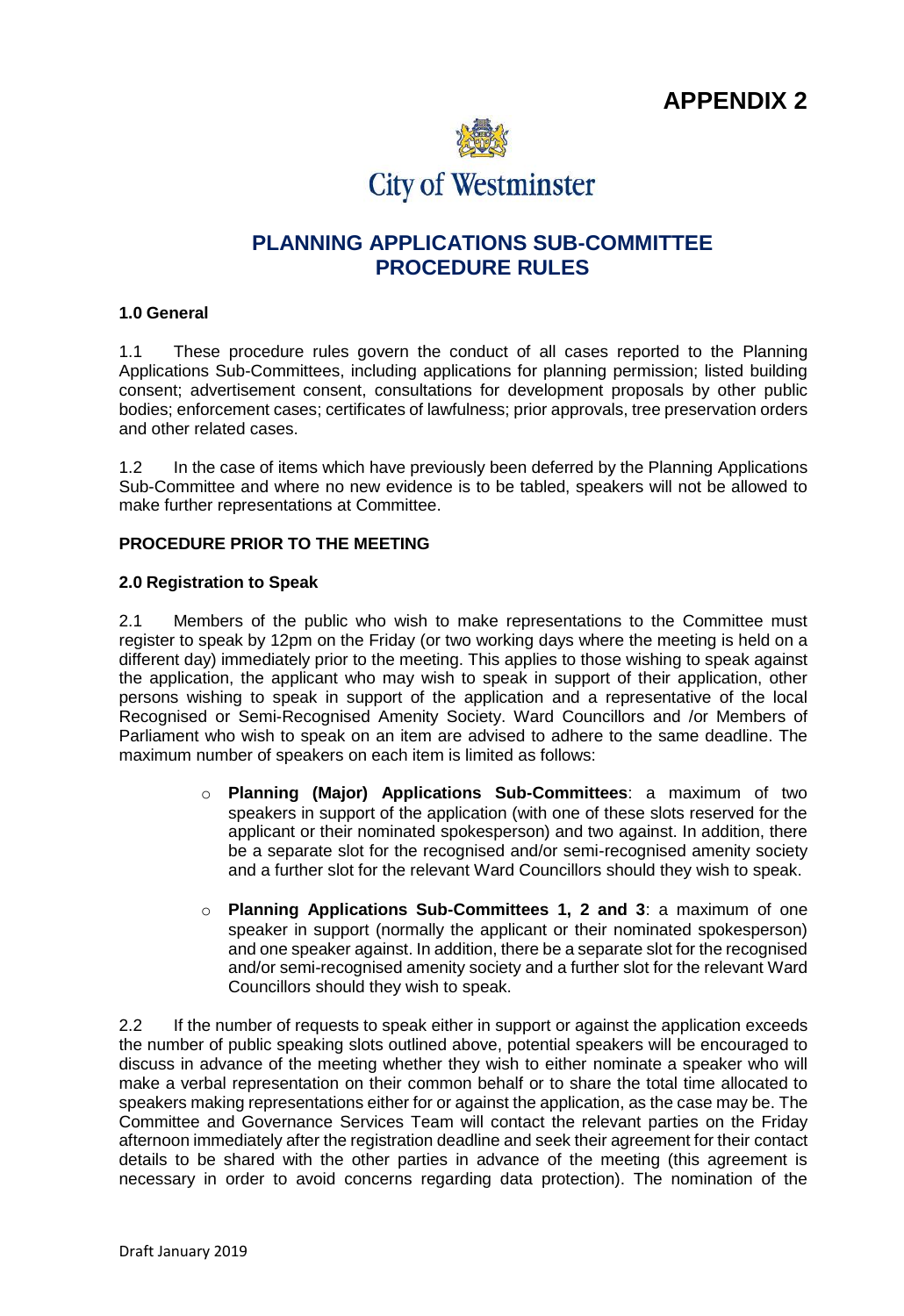**APPENDIX 2**

City of Westminster

# PLANNING APPLICATIONS SUB-COMMITTEE PROCEDURE RULES

### 1.0 General

1.1 These procedure rules govern the conduct of all cases reported to the Planning Applications Sub-Committees, including applications for planning permission; listed building consent; advertisement consent, consultations for development proposals by other public bodies; enforcement cases; certificates of lawfulness; prior approvals, tree preservation orders and other related cases.

1.2 In the case of items which have previously been deferred by the Planning Applications Sub-Committee and where no new evidence is to be tabled, speakers will not be allowed to make further representations at Committee.

## PROCEDURE PRIOR TO THE MEETING

### 2.0 Registration to Speak

2.1 Members of the public who wish to make representations to the Committee must register to speak by 12pm on the Friday (or two working days where the meeting is held on a different day) immediately prior to the meeting. This applies to those wishing to speak against the application, the applicant who may wish to speak in support of their application, other persons wishing to speak in support of the application and a representative of the local Recognised or Semi-Recognised Amenity Society. Ward Councillors and /or Members of Parliament who wish to speak on an item are advised to adhere to the same deadline. The maximum number of speakers on each item is limited as follows:

- **Planning (Major) Applications Sub-Committees**: a maximum of two speakers in support of the application (with one of these slots reserved for the applicant or their nominated spokesperson) and two against. In addition, there be a separate slot for the recognised and/or semi-recognised amenity society and a further slot for the relevant Ward Councillors should they wish to speak.

- **Planning Applications Sub-Committees 1, 2 and 3**: a maximum of one speaker in support (normally the applicant or their nominated spokesperson) and one speaker against. In addition, there be a separate slot for the recognised and/or semi-recognised amenity society and a further slot for the relevant Ward Councillors should they wish to speak.

2.2 If the number of requests to speak either in support or against the application exceeds the number of public speaking slots outlined above, potential speakers will be encouraged to discuss in advance of the meeting whether they wish to either nominate a speaker who will make a verbal representation on their common behalf or to share the total time allocated to speakers making representations either for or against the application, as the case may be. The Committee and Governance Services Team will contact the relevant parties on the Friday afternoon immediately after the registration deadline and seek their agreement for their contact details to be shared with the other parties in advance of the meeting (this agreement is necessary in order to avoid concerns regarding data protection). The nomination of the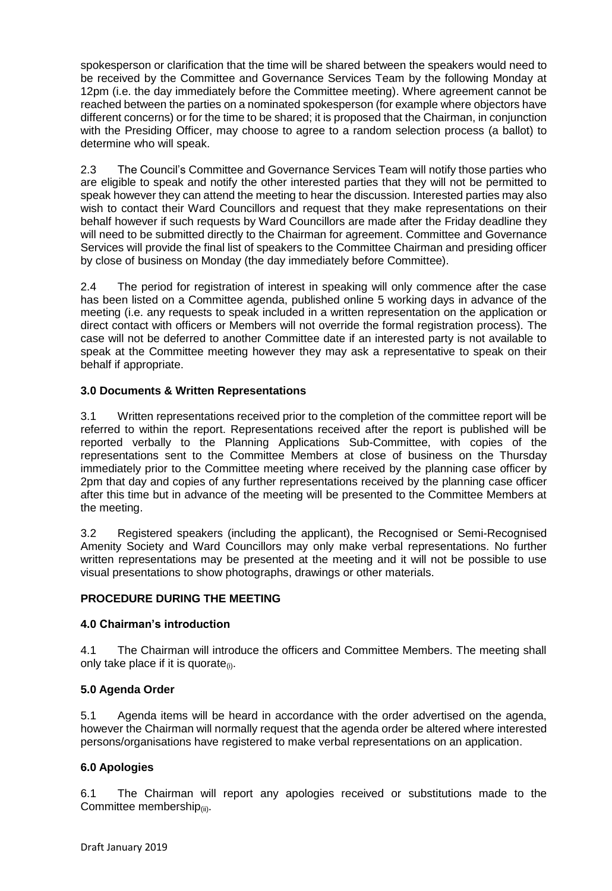spokesperson or clarification that the time will be shared between the speakers would need to be received by the Committee and Governance Services Team by the following Monday at 12pm (i.e. the day immediately before the Committee meeting). Where agreement cannot be reached between the parties on a nominated spokesperson (for example where objectors have different concerns) or for the time to be shared; it is proposed that the Chairman, in conjunction with the Presiding Officer, may choose to agree to a random selection process (a ballot) to determine who will speak.

2.3 The Council's Committee and Governance Services Team will notify those parties who are eligible to speak and notify the other interested parties that they will not be permitted to speak however they can attend the meeting to hear the discussion. Interested parties may also wish to contact their Ward Councillors and request that they make representations on their behalf however if such requests by Ward Councillors are made after the Friday deadline they will need to be submitted directly to the Chairman for agreement. Committee and Governance Services will provide the final list of speakers to the Committee Chairman and presiding officer by close of business on Monday (the day immediately before Committee).

2.4 The period for registration of interest in speaking will only commence after the case has been listed on a Committee agenda, published online 5 working days in advance of the meeting (i.e. any requests to speak included in a written representation on the application or direct contact with officers or Members will not override the formal registration process). The case will not be deferred to another Committee date if an interested party is not available to speak at the Committee meeting however they may ask a representative to speak on their behalf if appropriate.

### 3.0 Documents & Written Representations

3.1 Written representations received prior to the completion of the committee report will be referred to within the report. Representations received after the report is published will be reported verbally to the Planning Applications Sub-Committee, with copies of the representations sent to the Committee Members at close of business on the Thursday immediately prior to the Committee meeting where received by the planning case officer by 2pm that day and copies of any further representations received by the planning case officer after this time but in advance of the meeting will be presented to the Committee Members at the meeting.

3.2 Registered speakers (including the applicant), the Recognised or Semi-Recognised Amenity Society and Ward Councillors may only make verbal representations. No further written representations may be presented at the meeting and it will not be possible to use visual presentations to show photographs, drawings or other materials.

## PROCEDURE DURING THE MEETING

### 4.0 Chairman's introduction

4.1 The Chairman will introduce the officers and Committee Members. The meeting shall only take place if it is quorate(i).

### 5.0 Agenda Order

5.1 Agenda items will be heard in accordance with the order advertised on the agenda, however the Chairman will normally request that the agenda order be altered where interested persons/organisations have registered to make verbal representations on an application.

### 6.0 Apologies

6.1 The Chairman will report any apologies received or substitutions made to the Committee membership(ii).

Draft January 2019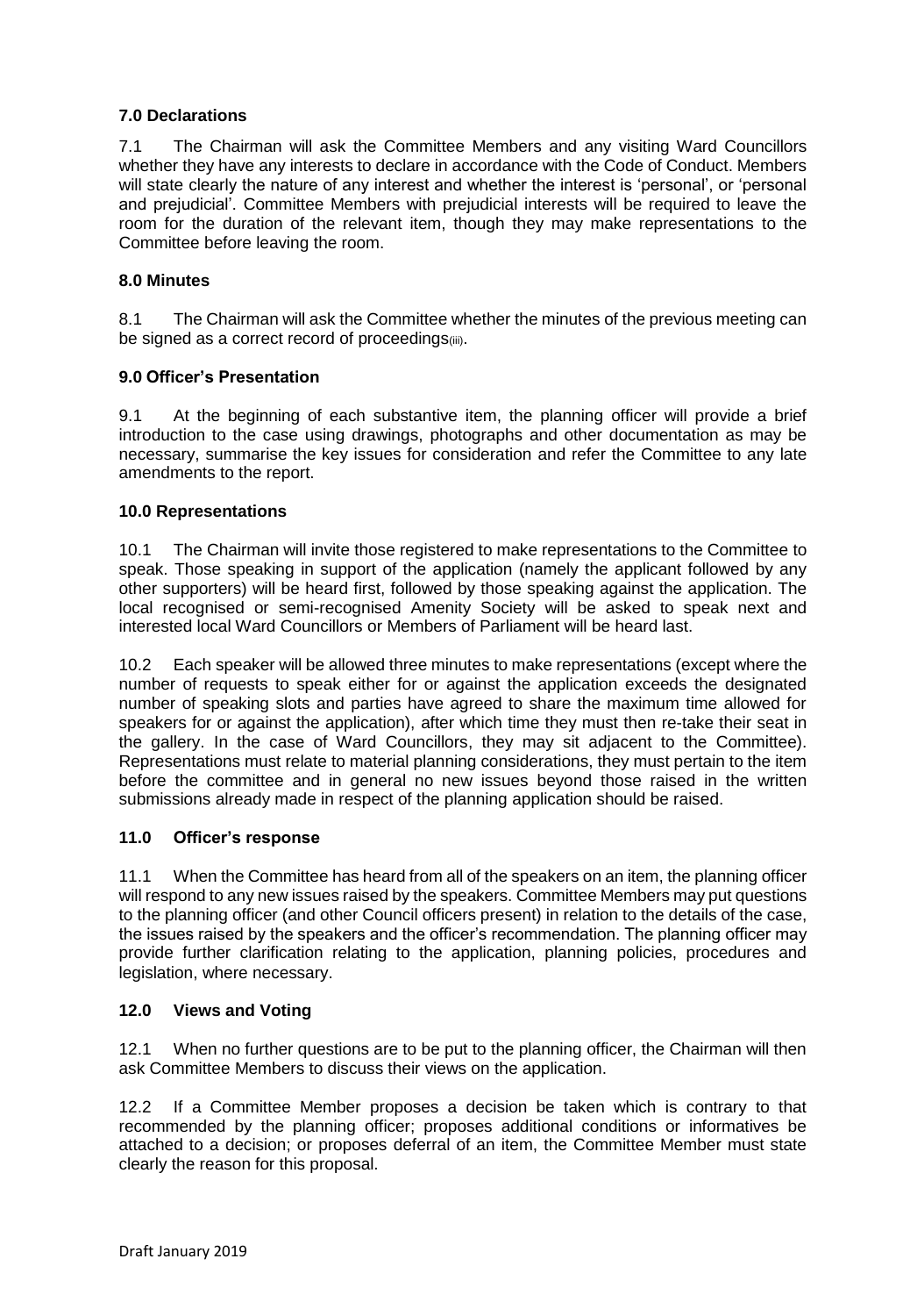## 7.0 Declarations

7.1 The Chairman will ask the Committee Members and any visiting Ward Councillors whether they have any interests to declare in accordance with the Code of Conduct. Members will state clearly the nature of any interest and whether the interest is 'personal', or 'personal and prejudicial'. Committee Members with prejudicial interests will be required to leave the room for the duration of the relevant item, though they may make representations to the Committee before leaving the room.

## 8.0 Minutes

8.1 The Chairman will ask the Committee whether the minutes of the previous meeting can be signed as a correct record of proceedings[(iii)].

## 9.0 Officer's Presentation

9.1 At the beginning of each substantive item, the planning officer will provide a brief introduction to the case using drawings, photographs and other documentation as may be necessary, summarise the key issues for consideration and refer the Committee to any late amendments to the report.

## 10.0 Representations

10.1 The Chairman will invite those registered to make representations to the Committee to speak. Those speaking in support of the application (namely the applicant followed by any other supporters) will be heard first, followed by those speaking against the application. The local recognised or semi-recognised Amenity Society will be asked to speak next and interested local Ward Councillors or Members of Parliament will be heard last.

10.2 Each speaker will be allowed three minutes to make representations (except where the number of requests to speak either for or against the application exceeds the designated number of speaking slots and parties have agreed to share the maximum time allowed for speakers for or against the application), after which time they must then re-take their seat in the gallery. In the case of Ward Councillors, they may sit adjacent to the Committee). Representations must relate to material planning considerations, they must pertain to the item before the committee and in general no new issues beyond those raised in the written submissions already made in respect of the planning application should be raised.

## 11.0 Officer's response

11.1 When the Committee has heard from all of the speakers on an item, the planning officer will respond to any new issues raised by the speakers. Committee Members may put questions to the planning officer (and other Council officers present) in relation to the details of the case, the issues raised by the speakers and the officer's recommendation. The planning officer may provide further clarification relating to the application, planning policies, procedures and legislation, where necessary.

## 12.0 Views and Voting

12.1 When no further questions are to be put to the planning officer, the Chairman will then ask Committee Members to discuss their views on the application.

12.2 If a Committee Member proposes a decision be taken which is contrary to that recommended by the planning officer; proposes additional conditions or informatives be attached to a decision; or proposes deferral of an item, the Committee Member must state clearly the reason for this proposal.

Draft January 2019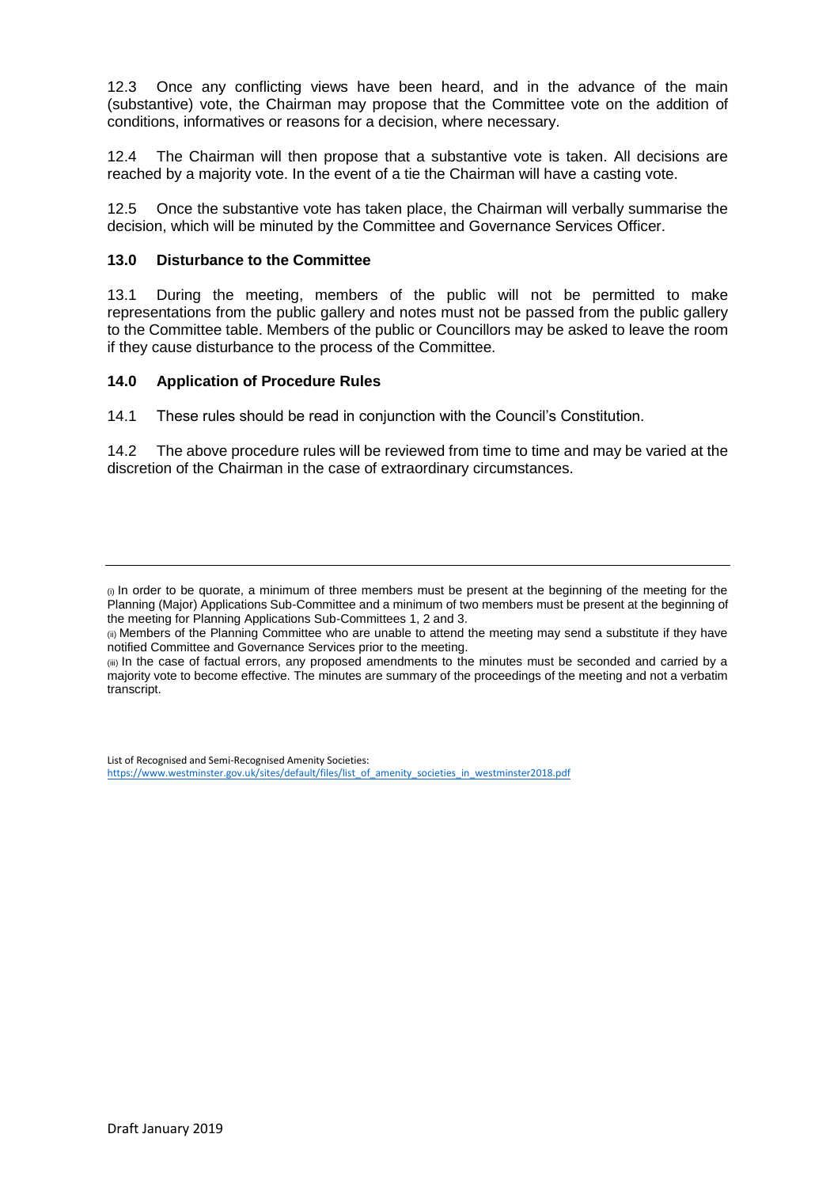12.3 Once any conflicting views have been heard, and in the advance of the main (substantive) vote, the Chairman may propose that the Committee vote on the addition of conditions, informatives or reasons for a decision, where necessary.

12.4 The Chairman will then propose that a substantive vote is taken. All decisions are reached by a majority vote. In the event of a tie the Chairman will have a casting vote.

12.5 Once the substantive vote has taken place, the Chairman will verbally summarise the decision, which will be minuted by the Committee and Governance Services Officer.

### 13.0 Disturbance to the Committee

13.1 During the meeting, members of the public will not be permitted to make representations from the public gallery and notes must not be passed from the public gallery to the Committee table. Members of the public or Councillors may be asked to leave the room if they cause disturbance to the process of the Committee.

### 14.0 Application of Procedure Rules

14.1 These rules should be read in conjunction with the Council's Constitution.

14.2 The above procedure rules will be reviewed from time to time and may be varied at the discretion of the Chairman in the case of extraordinary circumstances.

---

(i) In order to be quorate, a minimum of three members must be present at the beginning of the meeting for the Planning (Major) Applications Sub-Committee and a minimum of two members must be present at the beginning of the meeting for Planning Applications Sub-Committees 1, 2 and 3.

(ii) Members of the Planning Committee who are unable to attend the meeting may send a substitute if they have notified Committee and Governance Services prior to the meeting.

(iii) In the case of factual errors, any proposed amendments to the minutes must be seconded and carried by a majority vote to become effective. The minutes are summary of the proceedings of the meeting and not a verbatim transcript.

List of Recognised and Semi-Recognised Amenity Societies:
https://www.westminster.gov.uk/sites/default/files/list_of_amenity_societies_in_westminster2018.pdf

Draft January 2019